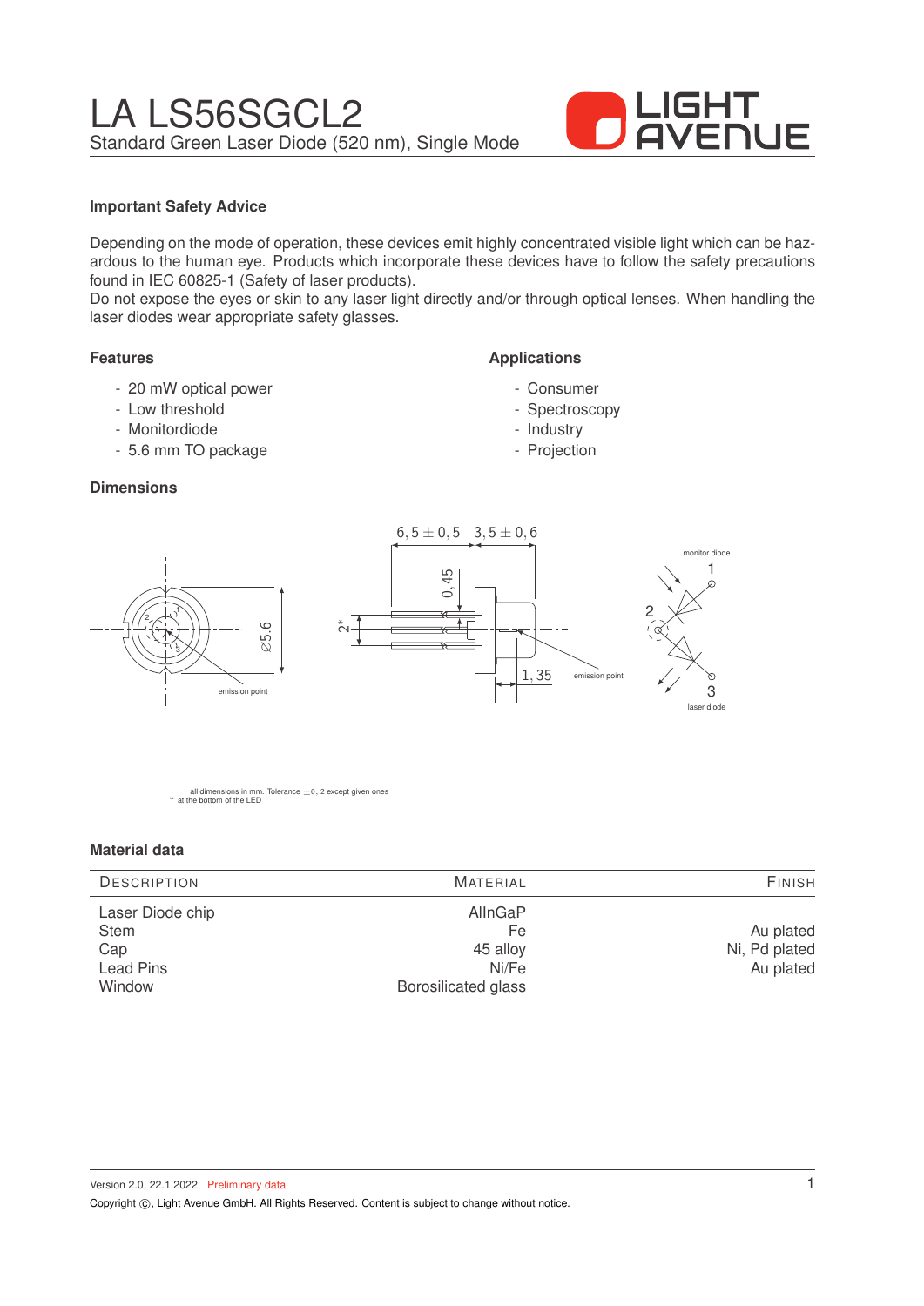# LA LS56SGCL2

Standard Green Laser Diode (520 nm), Single Mode

### Important Safety Advice

Depending on the mode of operation, these devices emit highly concentrated visible light which can be hazardous to the human eye. Products which incorporate these devices have to follow the safety precautions found in IEC 60825-1 (Safety of laser products).
Do not expose the eyes or skin to any laser light directly and/or through optical lenses. When handling the laser diodes wear appropriate safety glasses.

### Features

- 20 mW optical power
- Low threshold
- Monitordiode
- 5.6 mm TO package

### Applications

- Consumer
- Spectroscopy
- Industry
- Projection

### Dimensions

all dimensions in mm. Tolerance $\pm 0,2$ except given ones
\* at the bottom of the LED

### Material data

| Description | Material | Finish |
|---|---|---|
| Laser Diode chip | AlInGaP | |
| Stem | Fe | Au plated |
| Cap | 45 alloy | Ni, Pd plated |
| Lead Pins | Ni/Fe | Au plated |
| Window | Borosilicated glass | |

Version 2.0, 22.1.2022 Preliminary data

Copyright ©, Light Avenue GmbH. All Rights Reserved. Content is subject to change without notice.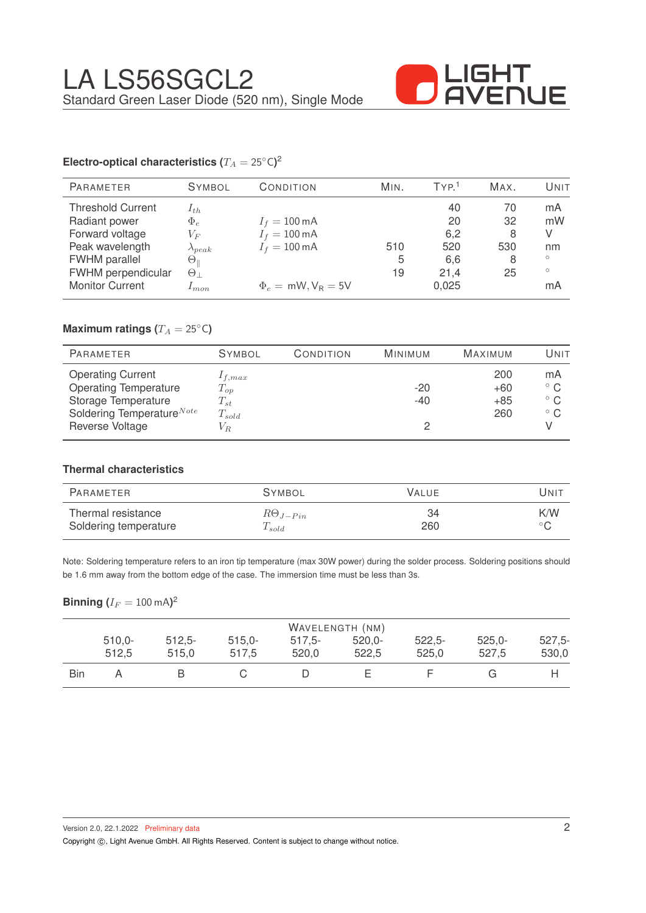# LA LS56SGCL2

Standard Green Laser Diode (520 nm), Single Mode

### Electro-optical characteristics ($T_A = 25^\circ$C)[2]

| Parameter | Symbol | Condition | Min. | Typ.[1] | Max. | Unit |
|---|---|---|---|---|---|---|
| Threshold Current | $I_{th}$ | | | 40 | 70 | mA |
| Radiant power | $\Phi_e$ | $I_f = 100$ mA | | 20 | 32 | mW |
| Forward voltage | $V_F$ | $I_f = 100$ mA | | 6,2 | 8 | V |
| Peak wavelength | $\lambda_{peak}$ | $I_f = 100$ mA | 510 | 520 | 530 | nm |
| FWHM parallel | $\Theta_\parallel$ | | 5 | 6,6 | 8 | ° |
| FWHM perpendicular | $\Theta_\perp$ | | 19 | 21,4 | 25 | ° |
| Monitor Current | $I_{mon}$ | $\Phi_e =$ mW, $V_R = 5$V | | 0,025 | | mA |

### Maximum ratings ($T_A = 25^\circ$C)

| Parameter | Symbol | Condition | Minimum | Maximum | Unit |
|---|---|---|---|---|---|
| Operating Current | $I_{f,max}$ | | | 200 | mA |
| Operating Temperature | $T_{op}$ | | -20 | +60 | ° C |
| Storage Temperature | $T_{st}$ | | -40 | +85 | ° C |
| Soldering Temperature$^{Note}$ | $T_{sold}$ | | | 260 | ° C |
| Reverse Voltage | $V_R$ | | 2 | | V |

### Thermal characteristics

| Parameter | Symbol | Value | Unit |
|---|---|---|---|
| Thermal resistance | $R\Theta_{J-Pin}$ | 34 | K/W |
| Soldering temperature | $T_{sold}$ | 260 | °C |

Note: Soldering temperature refers to an iron tip temperature (max 30W power) during the solder process. Soldering positions should be 1.6 mm away from the bottom edge of the case. The immersion time must be less than 3s.

### Binning ($I_F = 100$ mA)[2]

| | Wavelength (nm) | | | | | | | |
|---|---|---|---|---|---|---|---|---|
| | 510,0-512,5 | 512,5-515,0 | 515,0-517,5 | 517,5-520,0 | 520,0-522,5 | 522,5-525,0 | 525,0-527,5 | 527,5-530,0 |
| Bin | A | B | C | D | E | F | G | H |

Version 2.0, 22.1.2022 Preliminary data

Copyright ©, Light Avenue GmbH. All Rights Reserved. Content is subject to change without notice.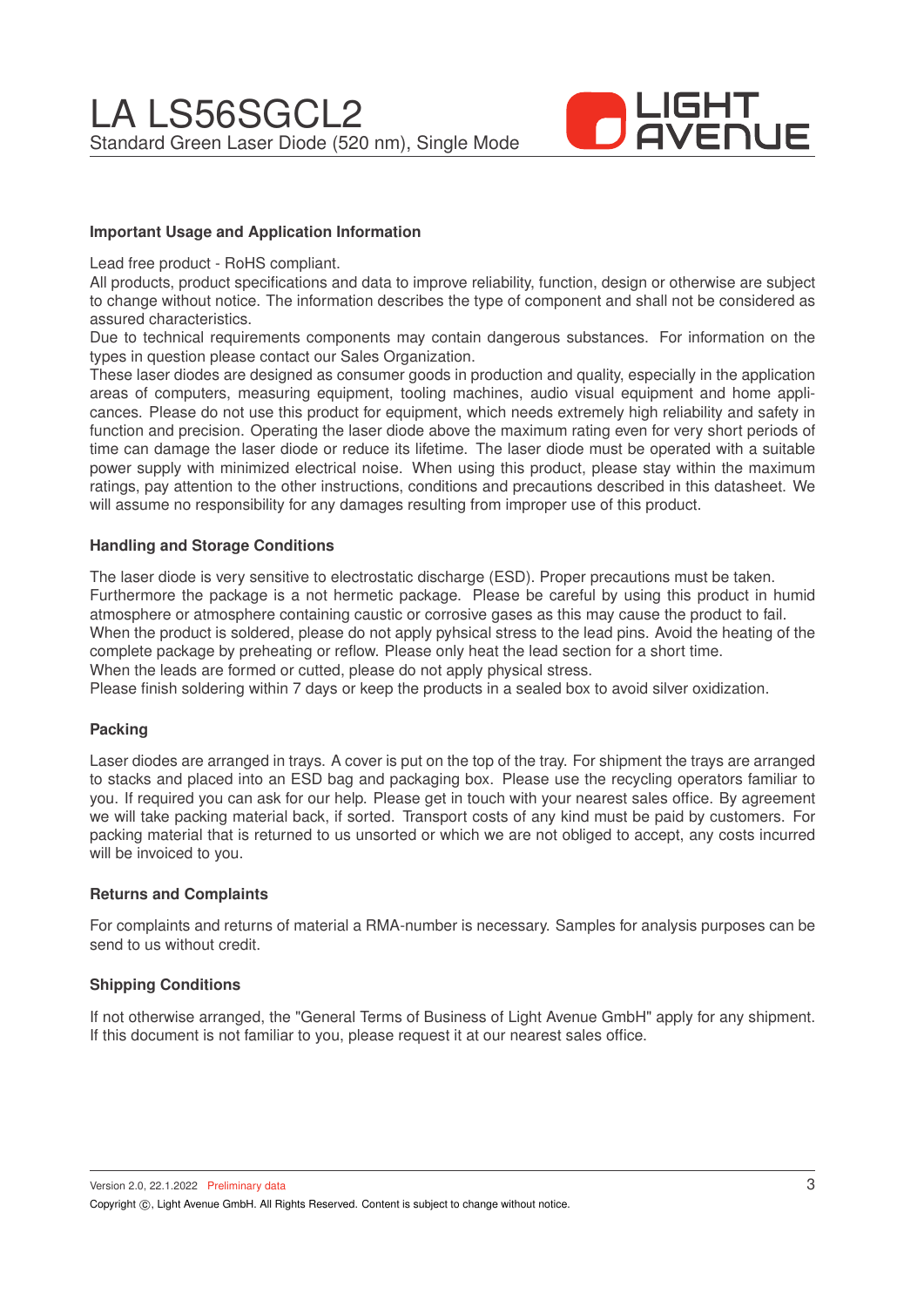## Important Usage and Application Information

Lead free product - RoHS compliant.
All products, product specifications and data to improve reliability, function, design or otherwise are subject to change without notice. The information describes the type of component and shall not be considered as assured characteristics.
Due to technical requirements components may contain dangerous substances. For information on the types in question please contact our Sales Organization.
These laser diodes are designed as consumer goods in production and quality, especially in the application areas of computers, measuring equipment, tooling machines, audio visual equipment and home applicances. Please do not use this product for equipment, which needs extremely high reliability and safety in function and precision. Operating the laser diode above the maximum rating even for very short periods of time can damage the laser diode or reduce its lifetime. The laser diode must be operated with a suitable power supply with minimized electrical noise. When using this product, please stay within the maximum ratings, pay attention to the other instructions, conditions and precautions described in this datasheet. We will assume no responsibility for any damages resulting from improper use of this product.

## Handling and Storage Conditions

The laser diode is very sensitive to electrostatic discharge (ESD). Proper precautions must be taken.
Furthermore the package is a not hermetic package. Please be careful by using this product in humid atmosphere or atmosphere containing caustic or corrosive gases as this may cause the product to fail.
When the product is soldered, please do not apply pyhsical stress to the lead pins. Avoid the heating of the complete package by preheating or reflow. Please only heat the lead section for a short time.
When the leads are formed or cutted, please do not apply physical stress.
Please finish soldering within 7 days or keep the products in a sealed box to avoid silver oxidization.

## Packing

Laser diodes are arranged in trays. A cover is put on the top of the tray. For shipment the trays are arranged to stacks and placed into an ESD bag and packaging box. Please use the recycling operators familiar to you. If required you can ask for our help. Please get in touch with your nearest sales office. By agreement we will take packing material back, if sorted. Transport costs of any kind must be paid by customers. For packing material that is returned to us unsorted or which we are not obliged to accept, any costs incurred will be invoiced to you.

## Returns and Complaints

For complaints and returns of material a RMA-number is necessary. Samples for analysis purposes can be send to us without credit.

## Shipping Conditions

If not otherwise arranged, the "General Terms of Business of Light Avenue GmbH" apply for any shipment. If this document is not familiar to you, please request it at our nearest sales office.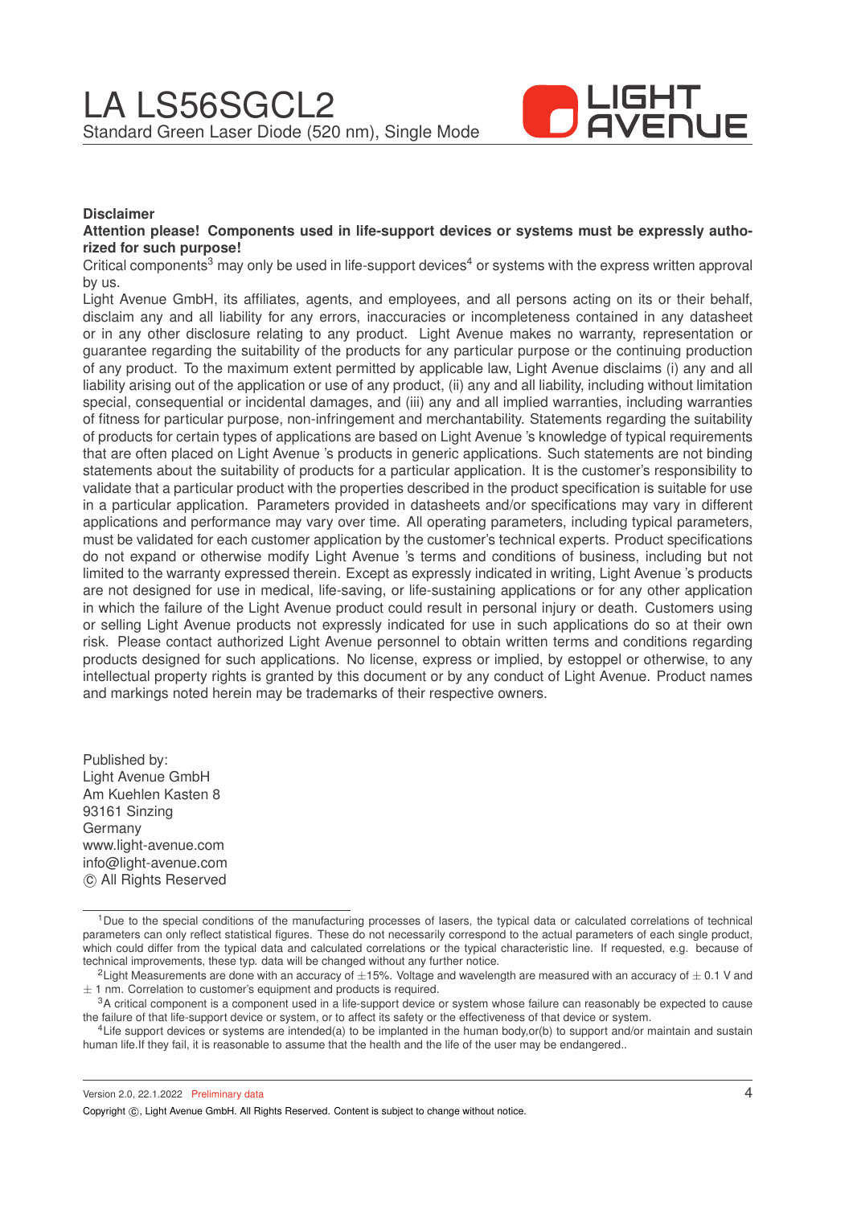**Disclaimer**

**Attention please! Components used in life-support devices or systems must be expressly authorized for such purpose!**

Critical components[3] may only be used in life-support devices[4] or systems with the express written approval by us.

Light Avenue GmbH, its affiliates, agents, and employees, and all persons acting on its or their behalf, disclaim any and all liability for any errors, inaccuracies or incompleteness contained in any datasheet or in any other disclosure relating to any product. Light Avenue makes no warranty, representation or guarantee regarding the suitability of the products for any particular purpose or the continuing production of any product. To the maximum extent permitted by applicable law, Light Avenue disclaims (i) any and all liability arising out of the application or use of any product, (ii) any and all liability, including without limitation special, consequential or incidental damages, and (iii) any and all implied warranties, including warranties of fitness for particular purpose, non-infringement and merchantability. Statements regarding the suitability of products for certain types of applications are based on Light Avenue 's knowledge of typical requirements that are often placed on Light Avenue 's products in generic applications. Such statements are not binding statements about the suitability of products for a particular application. It is the customer's responsibility to validate that a particular product with the properties described in the product specification is suitable for use in a particular application. Parameters provided in datasheets and/or specifications may vary in different applications and performance may vary over time. All operating parameters, including typical parameters, must be validated for each customer application by the customer's technical experts. Product specifications do not expand or otherwise modify Light Avenue 's terms and conditions of business, including but not limited to the warranty expressed therein. Except as expressly indicated in writing, Light Avenue 's products are not designed for use in medical, life-saving, or life-sustaining applications or for any other application in which the failure of the Light Avenue product could result in personal injury or death. Customers using or selling Light Avenue products not expressly indicated for use in such applications do so at their own risk. Please contact authorized Light Avenue personnel to obtain written terms and conditions regarding products designed for such applications. No license, express or implied, by estoppel or otherwise, to any intellectual property rights is granted by this document or by any conduct of Light Avenue. Product names and markings noted herein may be trademarks of their respective owners.

Published by:
Light Avenue GmbH
Am Kuehlen Kasten 8
93161 Sinzing
Germany
www.light-avenue.com
info@light-avenue.com
© All Rights Reserved

[1] Due to the special conditions of the manufacturing processes of lasers, the typical data or calculated correlations of technical parameters can only reflect statistical figures. These do not necessarily correspond to the actual parameters of each single product, which could differ from the typical data and calculated correlations or the typical characteristic line. If requested, e.g. because of technical improvements, these typ. data will be changed without any further notice.

[2] Light Measurements are done with an accuracy of $\pm$15%. Voltage and wavelength are measured with an accuracy of $\pm$ 0.1 V and $\pm$ 1 nm. Correlation to customer's equipment and products is required.

[3] A critical component is a component used in a life-support device or system whose failure can reasonably be expected to cause the failure of that life-support device or system, or to affect its safety or the effectiveness of that device or system.

[4] Life support devices or systems are intended(a) to be implanted in the human body,or(b) to support and/or maintain and sustain human life.If they fail, it is reasonable to assume that the health and the life of the user may be endangered..

Version 2.0, 22.1.2022 Preliminary data

Copyright ©, Light Avenue GmbH. All Rights Reserved. Content is subject to change without notice.